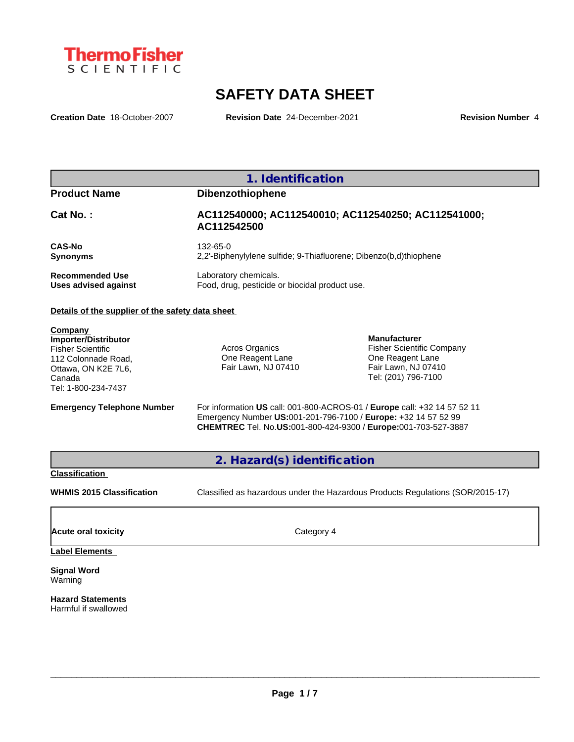ThermoFisher SCIENTIFIC

# SAFETY DATA SHEET

**Creation Date** 18-October-2007 **Revision Date** 24-December-2021 **Revision Number** 4

## 1. Identification

| | |
|---|---|
| **Product Name** | **Dibenzothiophene** |
| **Cat No. :** | **AC112540000; AC112540010; AC112540250; AC112541000; AC112542500** |
| **CAS-No** | 132-65-0 |
| **Synonyms** | 2,2'-Biphenylylene sulfide; 9-Thiafluorene; Dibenzo(b,d)thiophene |
| **Recommended Use** | Laboratory chemicals. |
| **Uses advised against** | Food, drug, pesticide or biocidal product use. |

**Details of the supplier of the safety data sheet**

**Company**
**Importer/Distributor**
Fisher Scientific
112 Colonnade Road,
Ottawa, ON K2E 7L6,
Canada
Tel: 1-800-234-7437

Acros Organics
One Reagent Lane
Fair Lawn, NJ 07410

**Manufacturer**
Fisher Scientific Company
One Reagent Lane
Fair Lawn, NJ 07410
Tel: (201) 796-7100

**Emergency Telephone Number**
For information **US** call: 001-800-ACROS-01 / **Europe** call: +32 14 57 52 11
Emergency Number **US:**001-201-796-7100 / **Europe:** +32 14 57 52 99
**CHEMTREC** Tel. No.**US:**001-800-424-9300 / **Europe:**001-703-527-3887

## 2. Hazard(s) identification

**Classification**

**WHMIS 2015 Classification** Classified as hazardous under the Hazardous Products Regulations (SOR/2015-17)

| | |
|---|---|
| **Acute oral toxicity** | Category 4 |

**Label Elements**

**Signal Word**
Warning

**Hazard Statements**
Harmful if swallowed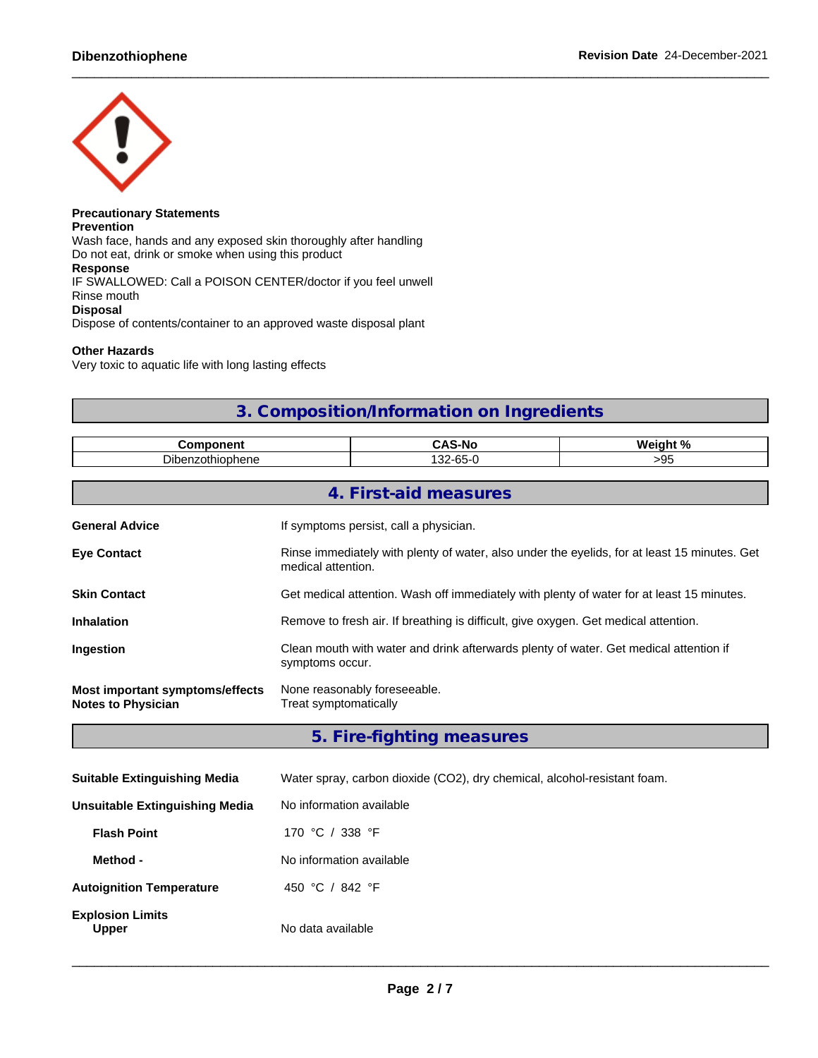**Precautionary Statements**
**Prevention**
Wash face, hands and any exposed skin thoroughly after handling
Do not eat, drink or smoke when using this product
**Response**
IF SWALLOWED: Call a POISON CENTER/doctor if you feel unwell
Rinse mouth
**Disposal**
Dispose of contents/container to an approved waste disposal plant

**Other Hazards**
Very toxic to aquatic life with long lasting effects

## 3. Composition/Information on Ingredients

| Component | CAS-No | Weight % |
|---|---|---|
| Dibenzothiophene | 132-65-0 | >95 |

## 4. First-aid measures

**General Advice** If symptoms persist, call a physician.

**Eye Contact** Rinse immediately with plenty of water, also under the eyelids, for at least 15 minutes. Get medical attention.

**Skin Contact** Get medical attention. Wash off immediately with plenty of water for at least 15 minutes.

**Inhalation** Remove to fresh air. If breathing is difficult, give oxygen. Get medical attention.

**Ingestion** Clean mouth with water and drink afterwards plenty of water. Get medical attention if symptoms occur.

**Most important symptoms/effects** None reasonably foreseeable.
**Notes to Physician** Treat symptomatically

## 5. Fire-fighting measures

**Suitable Extinguishing Media** Water spray, carbon dioxide ($CO_2$), dry chemical, alcohol-resistant foam.

**Unsuitable Extinguishing Media** No information available

**Flash Point** 170 °C / 338 °F

**Method -** No information available

**Autoignition Temperature** 450 °C / 842 °F

**Explosion Limits**
**Upper** No data available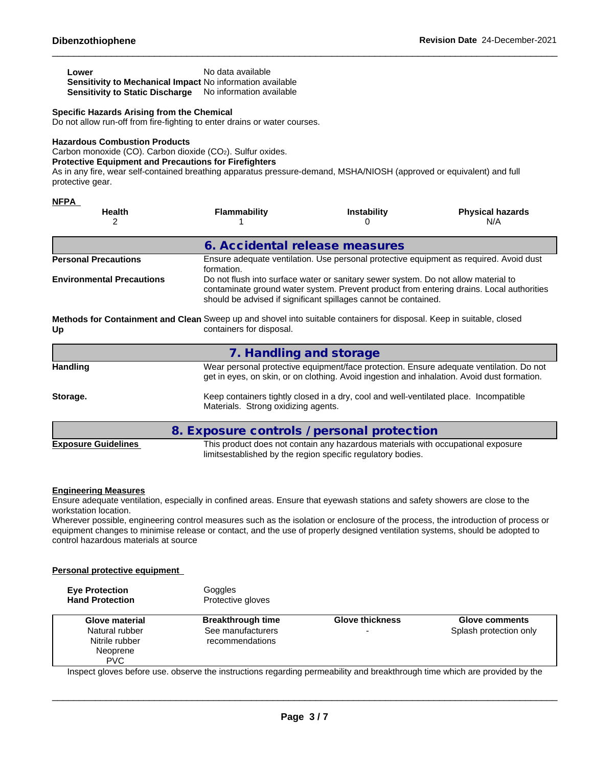| | |
|---|---|
| **Lower** | No data available |
| **Sensitivity to Mechanical Impact** | No information available |
| **Sensitivity to Static Discharge** | No information available |

**Specific Hazards Arising from the Chemical**
Do not allow run-off from fire-fighting to enter drains or water courses.

**Hazardous Combustion Products**
Carbon monoxide (CO). Carbon dioxide ($CO_2$). Sulfur oxides.

**Protective Equipment and Precautions for Firefighters**
As in any fire, wear self-contained breathing apparatus pressure-demand, MSHA/NIOSH (approved or equivalent) and full protective gear.

**NFPA**

| Health | Flammability | Instability | Physical hazards |
|---|---|---|---|
| 2 | 1 | 0 | N/A |

## 6. Accidental release measures

**Personal Precautions**
Ensure adequate ventilation. Use personal protective equipment as required. Avoid dust formation.

**Environmental Precautions**
Do not flush into surface water or sanitary sewer system. Do not allow material to contaminate ground water system. Prevent product from entering drains. Local authorities should be advised if significant spillages cannot be contained.

**Methods for Containment and Clean Up**
Sweep up and shovel into suitable containers for disposal. Keep in suitable, closed containers for disposal.

## 7. Handling and storage

**Handling**
Wear personal protective equipment/face protection. Ensure adequate ventilation. Do not get in eyes, on skin, or on clothing. Avoid ingestion and inhalation. Avoid dust formation.

**Storage.**
Keep containers tightly closed in a dry, cool and well-ventilated place. Incompatible Materials. Strong oxidizing agents.

## 8. Exposure controls / personal protection

**Exposure Guidelines**
This product does not contain any hazardous materials with occupational exposure limitsestablished by the region specific regulatory bodies.

**Engineering Measures**
Ensure adequate ventilation, especially in confined areas. Ensure that eyewash stations and safety showers are close to the workstation location.
Wherever possible, engineering control measures such as the isolation or enclosure of the process, the introduction of process or equipment changes to minimise release or contact, and the use of properly designed ventilation systems, should be adopted to control hazardous materials at source

**Personal protective equipment**

| | |
|---|---|
| **Eye Protection** | Goggles |
| **Hand Protection** | Protective gloves |

| Glove material | Breakthrough time | Glove thickness | Glove comments |
|---|---|---|---|
| Natural rubber<br>Nitrile rubber<br>Neoprene<br>PVC | See manufacturers recommendations | - | Splash protection only |

Inspect gloves before use. observe the instructions regarding permeability and breakthrough time which are provided by the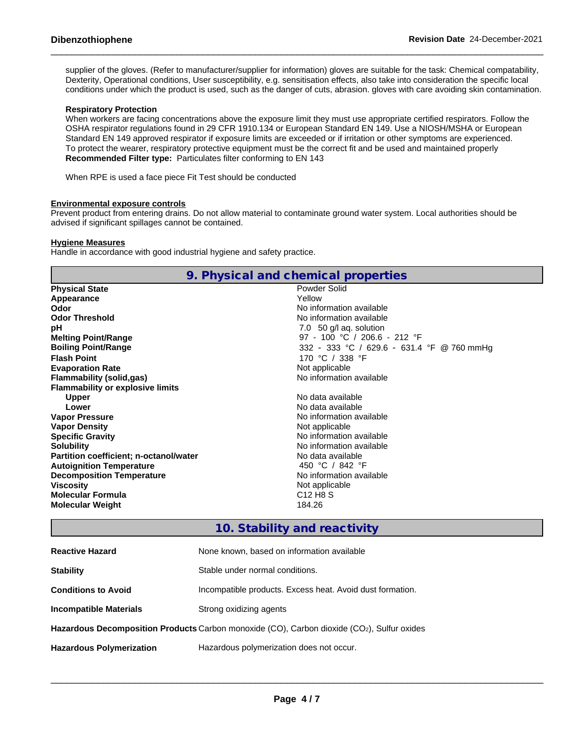supplier of the gloves. (Refer to manufacturer/supplier for information) gloves are suitable for the task: Chemical compatability, Dexterity, Operational conditions, User susceptibility, e.g. sensitisation effects, also take into consideration the specific local conditions under which the product is used, such as the danger of cuts, abrasion. gloves with care avoiding skin contamination.

**Respiratory Protection**
When workers are facing concentrations above the exposure limit they must use appropriate certified respirators. Follow the OSHA respirator regulations found in 29 CFR 1910.134 or European Standard EN 149. Use a NIOSH/MSHA or European Standard EN 149 approved respirator if exposure limits are exceeded or if irritation or other symptoms are experienced.
To protect the wearer, respiratory protective equipment must be the correct fit and be used and maintained properly
**Recommended Filter type:** Particulates filter conforming to EN 143

When RPE is used a face piece Fit Test should be conducted

**Environmental exposure controls**
Prevent product from entering drains. Do not allow material to contaminate ground water system. Local authorities should be advised if significant spillages cannot be contained.

**Hygiene Measures**
Handle in accordance with good industrial hygiene and safety practice.

## 9. Physical and chemical properties

| | |
|---|---|
| **Physical State** | Powder Solid |
| **Appearance** | Yellow |
| **Odor** | No information available |
| **Odor Threshold** | No information available |
| **pH** | 7.0 50 g/l aq. solution |
| **Melting Point/Range** | 97 - 100 °C / 206.6 - 212 °F |
| **Boiling Point/Range** | 332 - 333 °C / 629.6 - 631.4 °F @ 760 mmHg |
| **Flash Point** | 170 °C / 338 °F |
| **Evaporation Rate** | Not applicable |
| **Flammability (solid,gas)** | No information available |
| **Flammability or explosive limits** | |
| **Upper** | No data available |
| **Lower** | No data available |
| **Vapor Pressure** | No information available |
| **Vapor Density** | Not applicable |
| **Specific Gravity** | No information available |
| **Solubility** | No information available |
| **Partition coefficient; n-octanol/water** | No data available |
| **Autoignition Temperature** | 450 °C / 842 °F |
| **Decomposition Temperature** | No information available |
| **Viscosity** | Not applicable |
| **Molecular Formula** | C12 H8 S |
| **Molecular Weight** | 184.26 |

## 10. Stability and reactivity

| | |
|---|---|
| **Reactive Hazard** | None known, based on information available |
| **Stability** | Stable under normal conditions. |
| **Conditions to Avoid** | Incompatible products. Excess heat. Avoid dust formation. |
| **Incompatible Materials** | Strong oxidizing agents |
| **Hazardous Decomposition Products** | Carbon monoxide (CO), Carbon dioxide ($CO_2$), Sulfur oxides |
| **Hazardous Polymerization** | Hazardous polymerization does not occur. |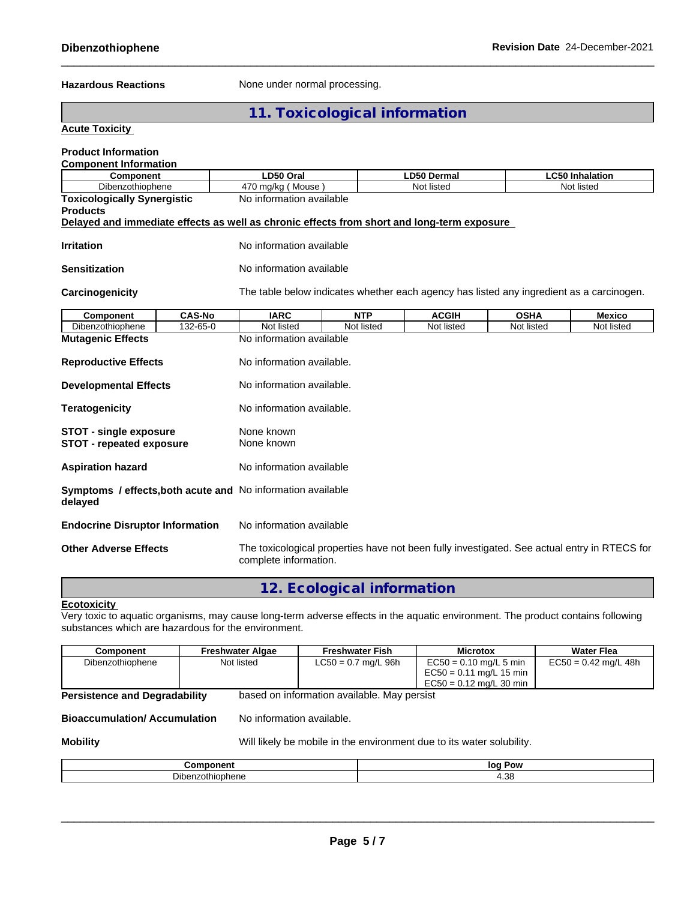**Hazardous Reactions** None under normal processing.

## 11. Toxicological information

**Acute Toxicity**

**Product Information**

**Component Information**

| Component | LD50 Oral | LD50 Dermal | LC50 Inhalation |
|---|---|---|---|
| Dibenzothiophene | 470 mg/kg ( Mouse ) | Not listed | Not listed |

**Toxicologically Synergistic Products** No information available

**Delayed and immediate effects as well as chronic effects from short and long-term exposure**

**Irritation** No information available

**Sensitization** No information available

**Carcinogenicity** The table below indicates whether each agency has listed any ingredient as a carcinogen.

| Component | CAS-No | IARC | NTP | ACGIH | OSHA | Mexico |
|---|---|---|---|---|---|---|
| Dibenzothiophene | 132-65-0 | Not listed | Not listed | Not listed | Not listed | Not listed |

**Mutagenic Effects** No information available

**Reproductive Effects** No information available.

**Developmental Effects** No information available.

**Teratogenicity** No information available.

**STOT - single exposure** None known

**STOT - repeated exposure** None known

**Aspiration hazard** No information available

**Symptoms / effects,both acute and delayed** No information available

**Endocrine Disruptor Information** No information available

**Other Adverse Effects** The toxicological properties have not been fully investigated. See actual entry in RTECS for complete information.

## 12. Ecological information

**Ecotoxicity**

Very toxic to aquatic organisms, may cause long-term adverse effects in the aquatic environment. The product contains following substances which are hazardous for the environment.

| Component | Freshwater Algae | Freshwater Fish | Microtox | Water Flea |
|---|---|---|---|---|
| Dibenzothiophene | Not listed | LC50 = 0.7 mg/L 96h | EC50 = 0.10 mg/L 5 min<br>EC50 = 0.11 mg/L 15 min<br>EC50 = 0.12 mg/L 30 min | EC50 = 0.42 mg/L 48h |

**Persistence and Degradability** based on information available. May persist

**Bioaccumulation/ Accumulation** No information available.

**Mobility** Will likely be mobile in the environment due to its water solubility.

| Component | log Pow |
|---|---|
| Dibenzothiophene | 4.38 |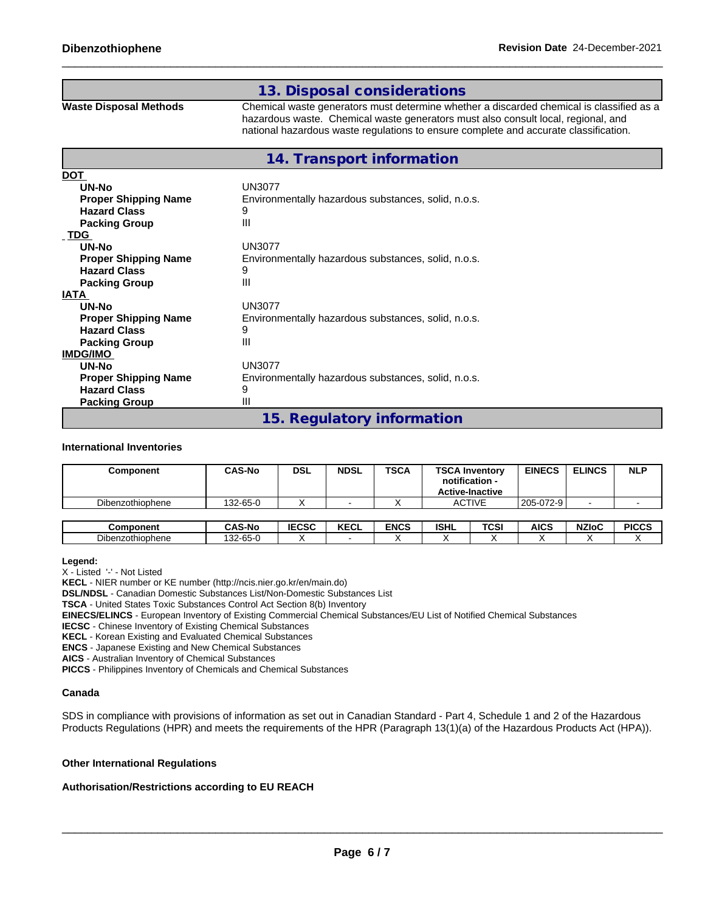## 13. Disposal considerations

**Waste Disposal Methods** Chemical waste generators must determine whether a discarded chemical is classified as a hazardous waste. Chemical waste generators must also consult local, regional, and national hazardous waste regulations to ensure complete and accurate classification.

## 14. Transport information

**DOT**

| | |
|---|---|
| **UN-No** | UN3077 |
| **Proper Shipping Name** | Environmentally hazardous substances, solid, n.o.s. |
| **Hazard Class** | 9 |
| **Packing Group** | III |

**TDG**

| | |
|---|---|
| **UN-No** | UN3077 |
| **Proper Shipping Name** | Environmentally hazardous substances, solid, n.o.s. |
| **Hazard Class** | 9 |
| **Packing Group** | III |

**IATA**

| | |
|---|---|
| **UN-No** | UN3077 |
| **Proper Shipping Name** | Environmentally hazardous substances, solid, n.o.s. |
| **Hazard Class** | 9 |
| **Packing Group** | III |

**IMDG/IMO**

| | |
|---|---|
| **UN-No** | UN3077 |
| **Proper Shipping Name** | Environmentally hazardous substances, solid, n.o.s. |
| **Hazard Class** | 9 |
| **Packing Group** | III |

## 15. Regulatory information

**International Inventories**

| Component | CAS-No | DSL | NDSL | TSCA | TSCA Inventory notification - Active-Inactive | EINECS | ELINCS | NLP |
|---|---|---|---|---|---|---|---|---|
| Dibenzothiophene | 132-65-0 | X | - | X | ACTIVE | 205-072-9 | - | - |

| Component | CAS-No | IECSC | KECL | ENCS | ISHL | TCSI | AICS | NZIoC | PICCS |
|---|---|---|---|---|---|---|---|---|---|
| Dibenzothiophene | 132-65-0 | X | - | X | X | X | X | X | X |

**Legend:**

X - Listed '-' - Not Listed

**KECL** - NIER number or KE number (http://ncis.nier.go.kr/en/main.do)

**DSL/NDSL** - Canadian Domestic Substances List/Non-Domestic Substances List

**TSCA** - United States Toxic Substances Control Act Section 8(b) Inventory

**EINECS/ELINCS** - European Inventory of Existing Commercial Chemical Substances/EU List of Notified Chemical Substances

**IECSC** - Chinese Inventory of Existing Chemical Substances

**KECL** - Korean Existing and Evaluated Chemical Substances

**ENCS** - Japanese Existing and New Chemical Substances

**AICS** - Australian Inventory of Chemical Substances

**PICCS** - Philippines Inventory of Chemicals and Chemical Substances

**Canada**

SDS in compliance with provisions of information as set out in Canadian Standard - Part 4, Schedule 1 and 2 of the Hazardous Products Regulations (HPR) and meets the requirements of the HPR (Paragraph 13(1)(a) of the Hazardous Products Act (HPA)).

**Other International Regulations**

**Authorisation/Restrictions according to EU REACH**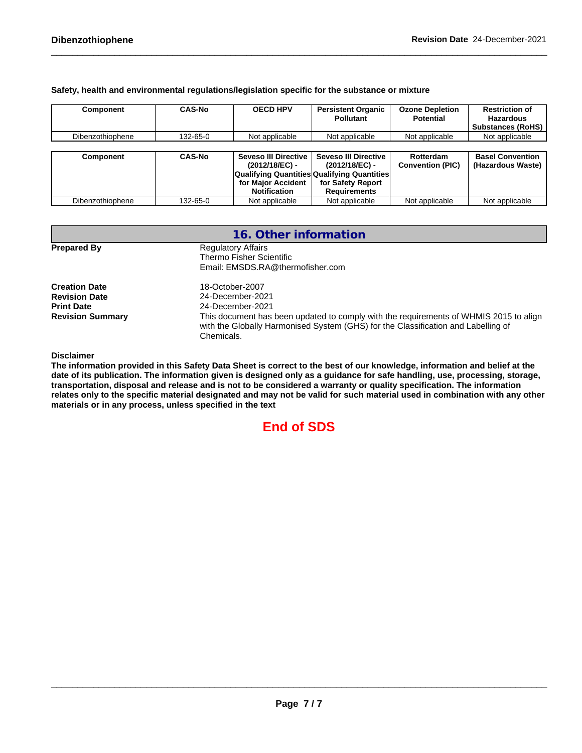**Safety, health and environmental regulations/legislation specific for the substance or mixture**

| Component | CAS-No | OECD HPV | Persistent Organic Pollutant | Ozone Depletion Potential | Restriction of Hazardous Substances (RoHS) |
|---|---|---|---|---|---|
| Dibenzothiophene | 132-65-0 | Not applicable | Not applicable | Not applicable | Not applicable |

| Component | CAS-No | Seveso III Directive (2012/18/EC) - Qualifying Quantities for Major Accident Notification | Seveso III Directive (2012/18/EC) - Qualifying Quantities for Safety Report Requirements | Rotterdam Convention (PIC) | Basel Convention (Hazardous Waste) |
|---|---|---|---|---|---|
| Dibenzothiophene | 132-65-0 | Not applicable | Not applicable | Not applicable | Not applicable |

## 16. Other information

**Prepared By**
Regulatory Affairs
Thermo Fisher Scientific
Email: EMSDS.RA@thermofisher.com

**Creation Date** 18-October-2007
**Revision Date** 24-December-2021
**Print Date** 24-December-2021
**Revision Summary** This document has been updated to comply with the requirements of WHMIS 2015 to align with the Globally Harmonised System (GHS) for the Classification and Labelling of Chemicals.

**Disclaimer**

**The information provided in this Safety Data Sheet is correct to the best of our knowledge, information and belief at the date of its publication. The information given is designed only as a guidance for safe handling, use, processing, storage, transportation, disposal and release and is not to be considered a warranty or quality specification. The information relates only to the specific material designated and may not be valid for such material used in combination with any other materials or in any process, unless specified in the text**

**End of SDS**